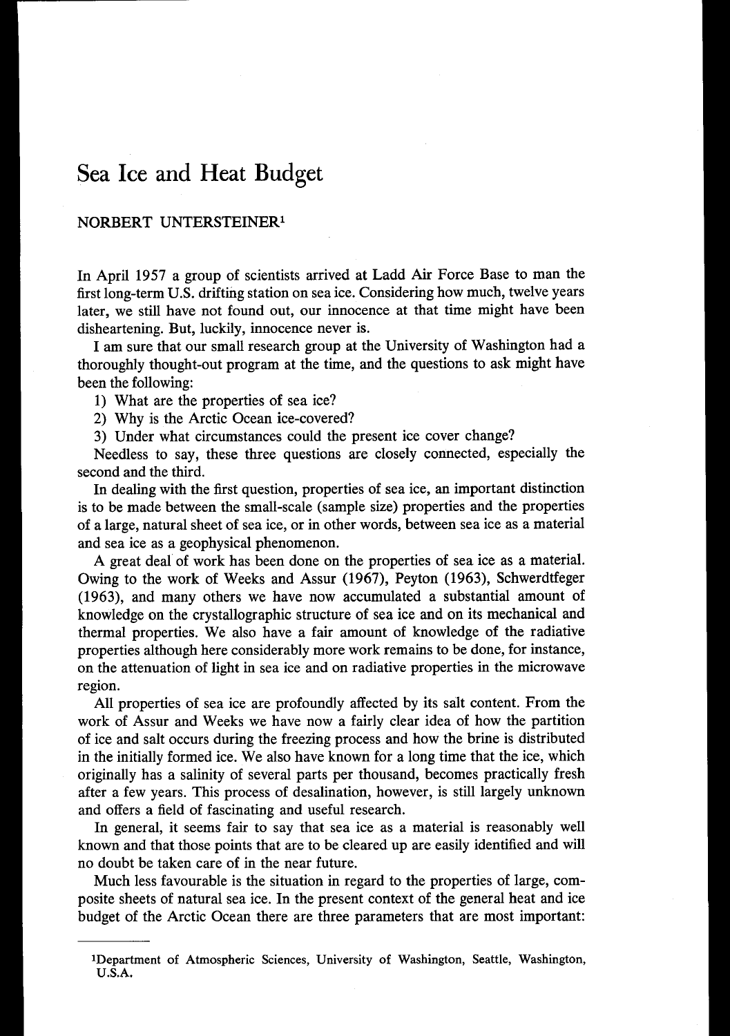# Sea Ice and Heat Budget

NORBERT UNTERSTEINER[1]

In April 1957 a group of scientists arrived at Ladd Air Force Base to man the first long-term U.S. drifting station on sea ice. Considering how much, twelve years later, we still have not found out, our innocence at that time might have been disheartening. But, luckily, innocence never is.

I am sure that our small research group at the University of Washington had a thoroughly thought-out program at the time, and the questions to ask might have been the following:

1) What are the properties of sea ice?
2) Why is the Arctic Ocean ice-covered?
3) Under what circumstances could the present ice cover change?

Needless to say, these three questions are closely connected, especially the second and the third.

In dealing with the first question, properties of sea ice, an important distinction is to be made between the small-scale (sample size) properties and the properties of a large, natural sheet of sea ice, or in other words, between sea ice as a material and sea ice as a geophysical phenomenon.

A great deal of work has been done on the properties of sea ice as a material. Owing to the work of Weeks and Assur (1967), Peyton (1963), Schwerdtfeger (1963), and many others we have now accumulated a substantial amount of knowledge on the crystallographic structure of sea ice and on its mechanical and thermal properties. We also have a fair amount of knowledge of the radiative properties although here considerably more work remains to be done, for instance, on the attenuation of light in sea ice and on radiative properties in the microwave region.

All properties of sea ice are profoundly affected by its salt content. From the work of Assur and Weeks we have now a fairly clear idea of how the partition of ice and salt occurs during the freezing process and how the brine is distributed in the initially formed ice. We also have known for a long time that the ice, which originally has a salinity of several parts per thousand, becomes practically fresh after a few years. This process of desalination, however, is still largely unknown and offers a field of fascinating and useful research.

In general, it seems fair to say that sea ice as a material is reasonably well known and that those points that are to be cleared up are easily identified and will no doubt be taken care of in the near future.

Much less favourable is the situation in regard to the properties of large, composite sheets of natural sea ice. In the present context of the general heat and ice budget of the Arctic Ocean there are three parameters that are most important:

---

[1]Department of Atmospheric Sciences, University of Washington, Seattle, Washington, U.S.A.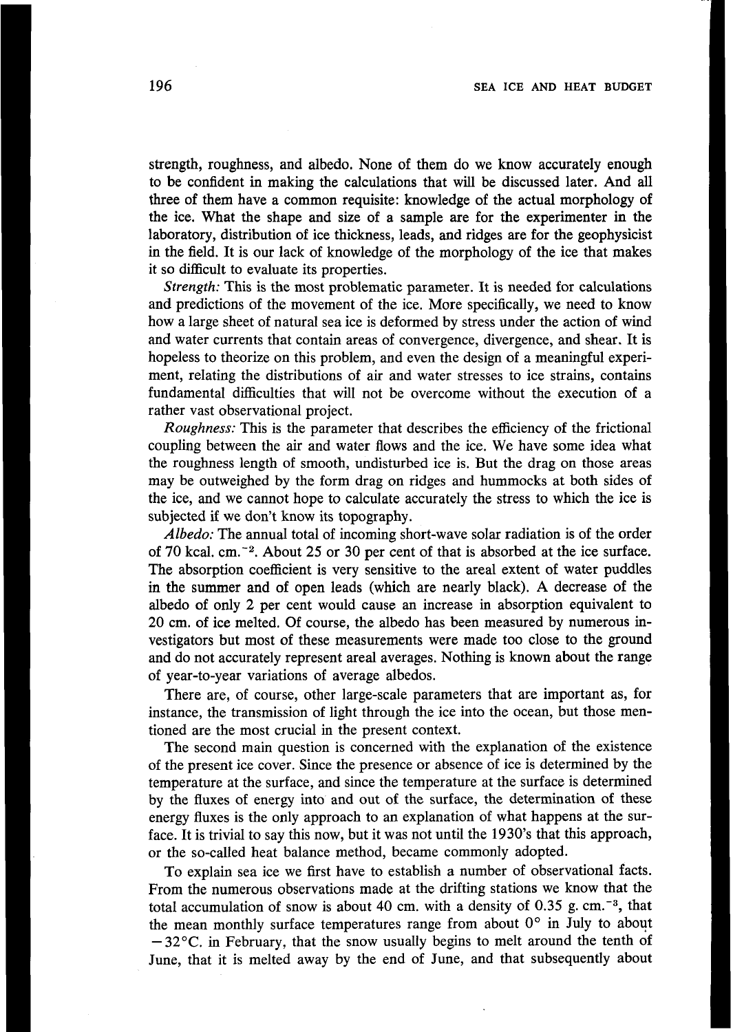strength, roughness, and albedo. None of them do we know accurately enough to be confident in making the calculations that will be discussed later. And all three of them have a common requisite: knowledge of the actual morphology of the ice. What the shape and size of a sample are for the experimenter in the laboratory, distribution of ice thickness, leads, and ridges are for the geophysicist in the field. It is our lack of knowledge of the morphology of the ice that makes it so difficult to evaluate its properties.

*Strength:* This is the most problematic parameter. It is needed for calculations and predictions of the movement of the ice. More specifically, we need to know how a large sheet of natural sea ice is deformed by stress under the action of wind and water currents that contain areas of convergence, divergence, and shear. It is hopeless to theorize on this problem, and even the design of a meaningful experiment, relating the distributions of air and water stresses to ice strains, contains fundamental difficulties that will not be overcome without the execution of a rather vast observational project.

*Roughness:* This is the parameter that describes the efficiency of the frictional coupling between the air and water flows and the ice. We have some idea what the roughness length of smooth, undisturbed ice is. But the drag on those areas may be outweighed by the form drag on ridges and hummocks at both sides of the ice, and we cannot hope to calculate accurately the stress to which the ice is subjected if we don't know its topography.

*Albedo:* The annual total of incoming short-wave solar radiation is of the order of 70 kcal. $cm.^{-2}$. About 25 or 30 per cent of that is absorbed at the ice surface. The absorption coefficient is very sensitive to the areal extent of water puddles in the summer and of open leads (which are nearly black). A decrease of the albedo of only 2 per cent would cause an increase in absorption equivalent to 20 cm. of ice melted. Of course, the albedo has been measured by numerous investigators but most of these measurements were made too close to the ground and do not accurately represent areal averages. Nothing is known about the range of year-to-year variations of average albedos.

There are, of course, other large-scale parameters that are important as, for instance, the transmission of light through the ice into the ocean, but those mentioned are the most crucial in the present context.

The second main question is concerned with the explanation of the existence of the present ice cover. Since the presence or absence of ice is determined by the temperature at the surface, and since the temperature at the surface is determined by the fluxes of energy into and out of the surface, the determination of these energy fluxes is the only approach to an explanation of what happens at the surface. It is trivial to say this now, but it was not until the 1930's that this approach, or the so-called heat balance method, became commonly adopted.

To explain sea ice we first have to establish a number of observational facts. From the numerous observations made at the drifting stations we know that the total accumulation of snow is about 40 cm. with a density of 0.35 g. $cm.^{-3}$, that the mean monthly surface temperatures range from about 0° in July to about −32°C. in February, that the snow usually begins to melt around the tenth of June, that it is melted away by the end of June, and that subsequently about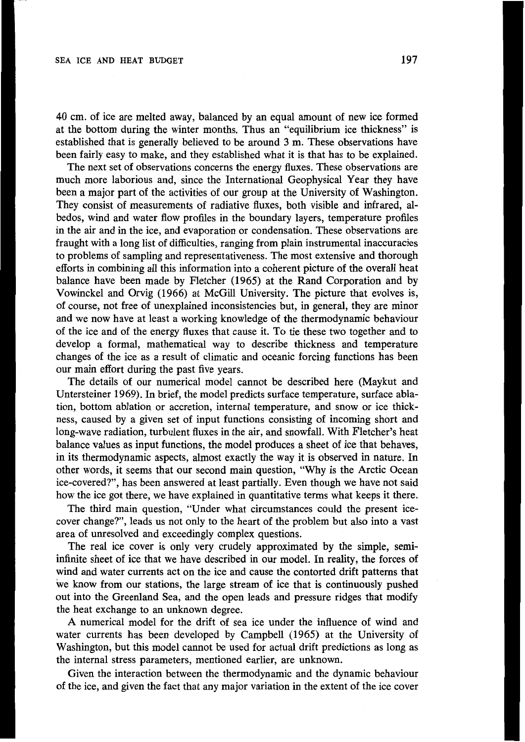40 cm. of ice are melted away, balanced by an equal amount of new ice formed at the bottom during the winter months. Thus an "equilibrium ice thickness" is established that is generally believed to be around 3 m. These observations have been fairly easy to make, and they established what it is that has to be explained.

The next set of observations concerns the energy fluxes. These observations are much more laborious and, since the International Geophysical Year they have been a major part of the activities of our group at the University of Washington. They consist of measurements of radiative fluxes, both visible and infrared, albedos, wind and water flow profiles in the boundary layers, temperature profiles in the air and in the ice, and evaporation or condensation. These observations are fraught with a long list of difficulties, ranging from plain instrumental inaccuracies to problems of sampling and representativeness. The most extensive and thorough efforts in combining all this information into a coherent picture of the overall heat balance have been made by Fletcher (1965) at the Rand Corporation and by Vowinckel and Orvig (1966) at McGill University. The picture that evolves is, of course, not free of unexplained inconsistencies but, in general, they are minor and we now have at least a working knowledge of the thermodynamic behaviour of the ice and of the energy fluxes that cause it. To tie these two together and to develop a formal, mathematical way to describe thickness and temperature changes of the ice as a result of climatic and oceanic forcing functions has been our main effort during the past five years.

The details of our numerical model cannot be described here (Maykut and Untersteiner 1969). In brief, the model predicts surface temperature, surface ablation, bottom ablation or accretion, internal temperature, and snow or ice thickness, caused by a given set of input functions consisting of incoming short and long-wave radiation, turbulent fluxes in the air, and snowfall. With Fletcher's heat balance values as input functions, the model produces a sheet of ice that behaves, in its thermodynamic aspects, almost exactly the way it is observed in nature. In other words, it seems that our second main question, "Why is the Arctic Ocean ice-covered?", has been answered at least partially. Even though we have not said how the ice got there, we have explained in quantitative terms what keeps it there.

The third main question, "Under what circumstances could the present ice-cover change?", leads us not only to the heart of the problem but also into a vast area of unresolved and exceedingly complex questions.

The real ice cover is only very crudely approximated by the simple, semi-infinite sheet of ice that we have described in our model. In reality, the forces of wind and water currents act on the ice and cause the contorted drift patterns that we know from our stations, the large stream of ice that is continuously pushed out into the Greenland Sea, and the open leads and pressure ridges that modify the heat exchange to an unknown degree.

A numerical model for the drift of sea ice under the influence of wind and water currents has been developed by Campbell (1965) at the University of Washington, but this model cannot be used for actual drift predictions as long as the internal stress parameters, mentioned earlier, are unknown.

Given the interaction between the thermodynamic and the dynamic behaviour of the ice, and given the fact that any major variation in the extent of the ice cover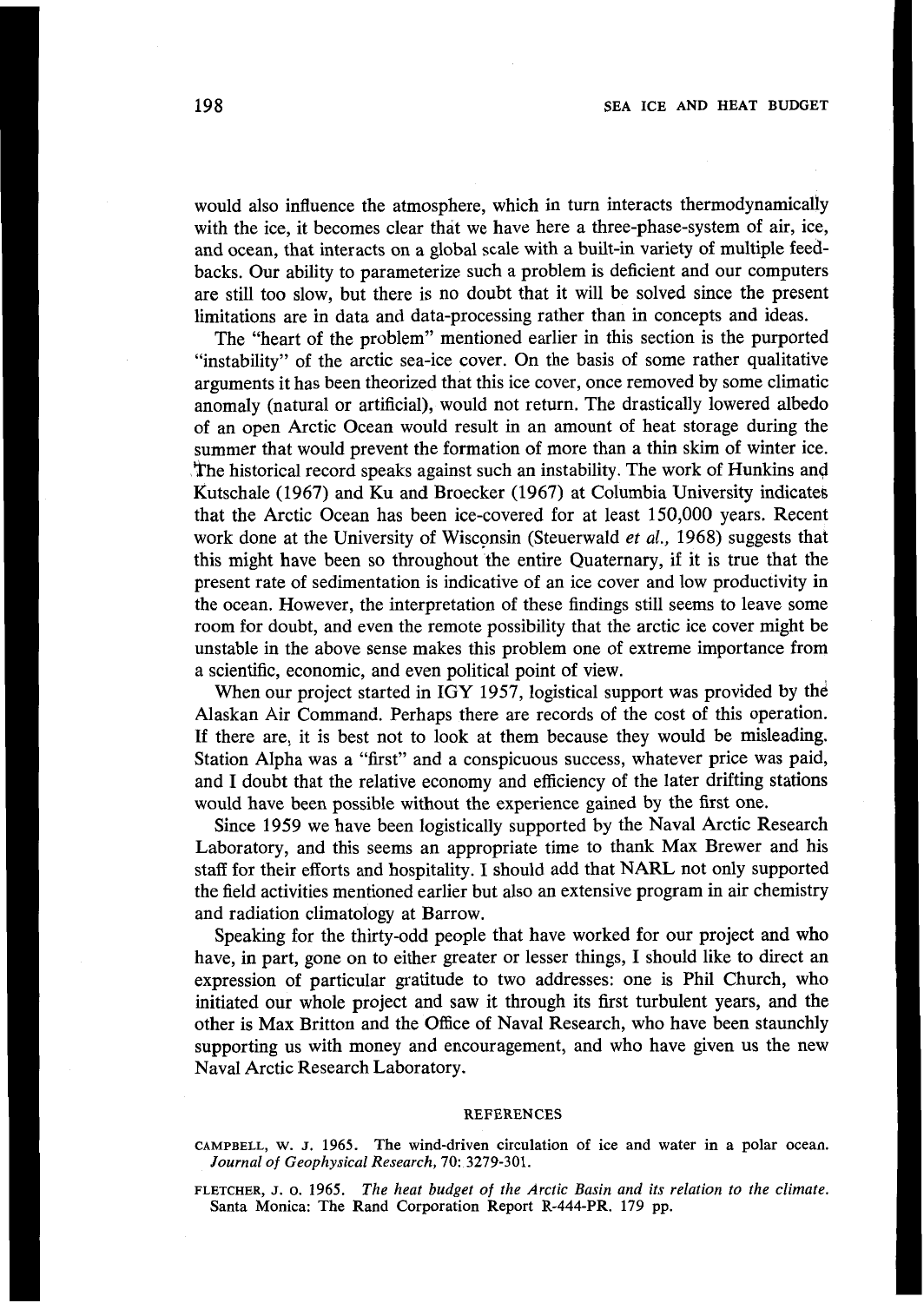would also influence the atmosphere, which in turn interacts thermodynamically with the ice, it becomes clear that we have here a three-phase-system of air, ice, and ocean, that interacts on a global scale with a built-in variety of multiple feedbacks. Our ability to parameterize such a problem is deficient and our computers are still too slow, but there is no doubt that it will be solved since the present limitations are in data and data-processing rather than in concepts and ideas.

The "heart of the problem" mentioned earlier in this section is the purported "instability" of the arctic sea-ice cover. On the basis of some rather qualitative arguments it has been theorized that this ice cover, once removed by some climatic anomaly (natural or artificial), would not return. The drastically lowered albedo of an open Arctic Ocean would result in an amount of heat storage during the summer that would prevent the formation of more than a thin skim of winter ice. The historical record speaks against such an instability. The work of Hunkins and Kutschale (1967) and Ku and Broecker (1967) at Columbia University indicates that the Arctic Ocean has been ice-covered for at least 150,000 years. Recent work done at the University of Wisconsin (Steuerwald *et al.*, 1968) suggests that this might have been so throughout the entire Quaternary, if it is true that the present rate of sedimentation is indicative of an ice cover and low productivity in the ocean. However, the interpretation of these findings still seems to leave some room for doubt, and even the remote possibility that the arctic ice cover might be unstable in the above sense makes this problem one of extreme importance from a scientific, economic, and even political point of view.

When our project started in IGY 1957, logistical support was provided by the Alaskan Air Command. Perhaps there are records of the cost of this operation. If there are, it is best not to look at them because they would be misleading. Station Alpha was a "first" and a conspicuous success, whatever price was paid, and I doubt that the relative economy and efficiency of the later drifting stations would have been possible without the experience gained by the first one.

Since 1959 we have been logistically supported by the Naval Arctic Research Laboratory, and this seems an appropriate time to thank Max Brewer and his staff for their efforts and hospitality. I should add that NARL not only supported the field activities mentioned earlier but also an extensive program in air chemistry and radiation climatology at Barrow.

Speaking for the thirty-odd people that have worked for our project and who have, in part, gone on to either greater or lesser things, I should like to direct an expression of particular gratitude to two addresses: one is Phil Church, who initiated our whole project and saw it through its first turbulent years, and the other is Max Britton and the Office of Naval Research, who have been staunchly supporting us with money and encouragement, and who have given us the new Naval Arctic Research Laboratory.

## REFERENCES

CAMPBELL, W. J. 1965. The wind-driven circulation of ice and water in a polar ocean. *Journal of Geophysical Research*, 70: 3279-301.

FLETCHER, J. O. 1965. *The heat budget of the Arctic Basin and its relation to the climate.* Santa Monica: The Rand Corporation Report R-444-PR. 179 pp.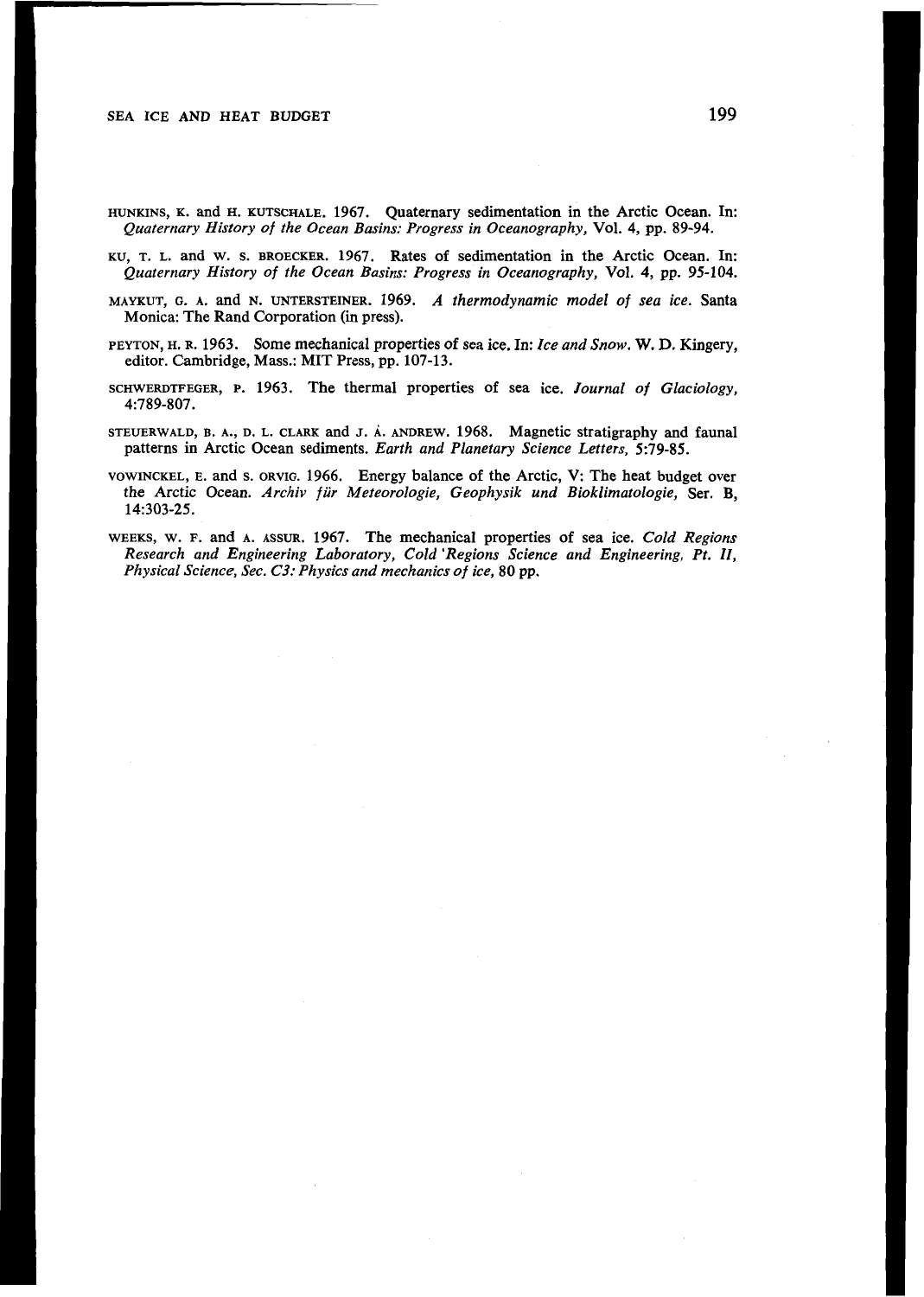HUNKINS, K. and H. KUTSCHALE. 1967. Quaternary sedimentation in the Arctic Ocean. In: *Quaternary History of the Ocean Basins: Progress in Oceanography,* Vol. 4, pp. 89-94.

KU, T. L. and W. S. BROECKER. 1967. Rates of sedimentation in the Arctic Ocean. In: *Quaternary History of the Ocean Basins: Progress in Oceanography,* Vol. 4, pp. 95-104.

MAYKUT, G. A. and N. UNTERSTEINER. 1969. *A thermodynamic model of sea ice.* Santa Monica: The Rand Corporation (in press).

PEYTON, H. R. 1963. Some mechanical properties of sea ice. In: *Ice and Snow.* W. D. Kingery, editor. Cambridge, Mass.: MIT Press, pp. 107-13.

SCHWERDTFEGER, P. 1963. The thermal properties of sea ice. *Journal of Glaciology,* 4:789-807.

STEUERWALD, B. A., D. L. CLARK and J. A. ANDREW. 1968. Magnetic stratigraphy and faunal patterns in Arctic Ocean sediments. *Earth and Planetary Science Letters,* 5:79-85.

VOWINCKEL, E. and S. ORVIG. 1966. Energy balance of the Arctic, V: The heat budget over the Arctic Ocean. *Archiv für Meteorologie, Geophysik und Bioklimatologie,* Ser. B, 14:303-25.

WEEKS, W. F. and A. ASSUR. 1967. The mechanical properties of sea ice. *Cold Regions Research and Engineering Laboratory, Cold 'Regions Science and Engineering, Pt. II, Physical Science, Sec. C3: Physics and mechanics of ice,* 80 pp.